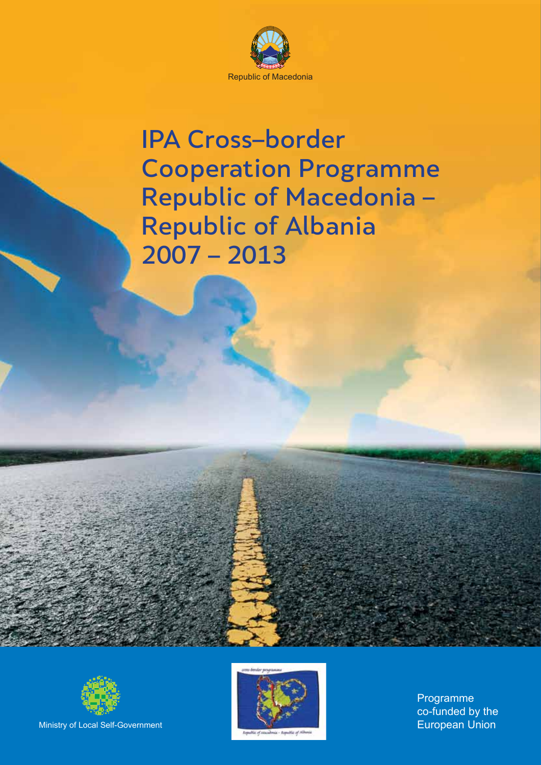Republic of Macedonia

# IPA Cross-border Cooperation Programme Republic of Macedonia – Republic of Albania 2007 – 2013

Ministry of Local Self-Government

Programme co-funded by the European Union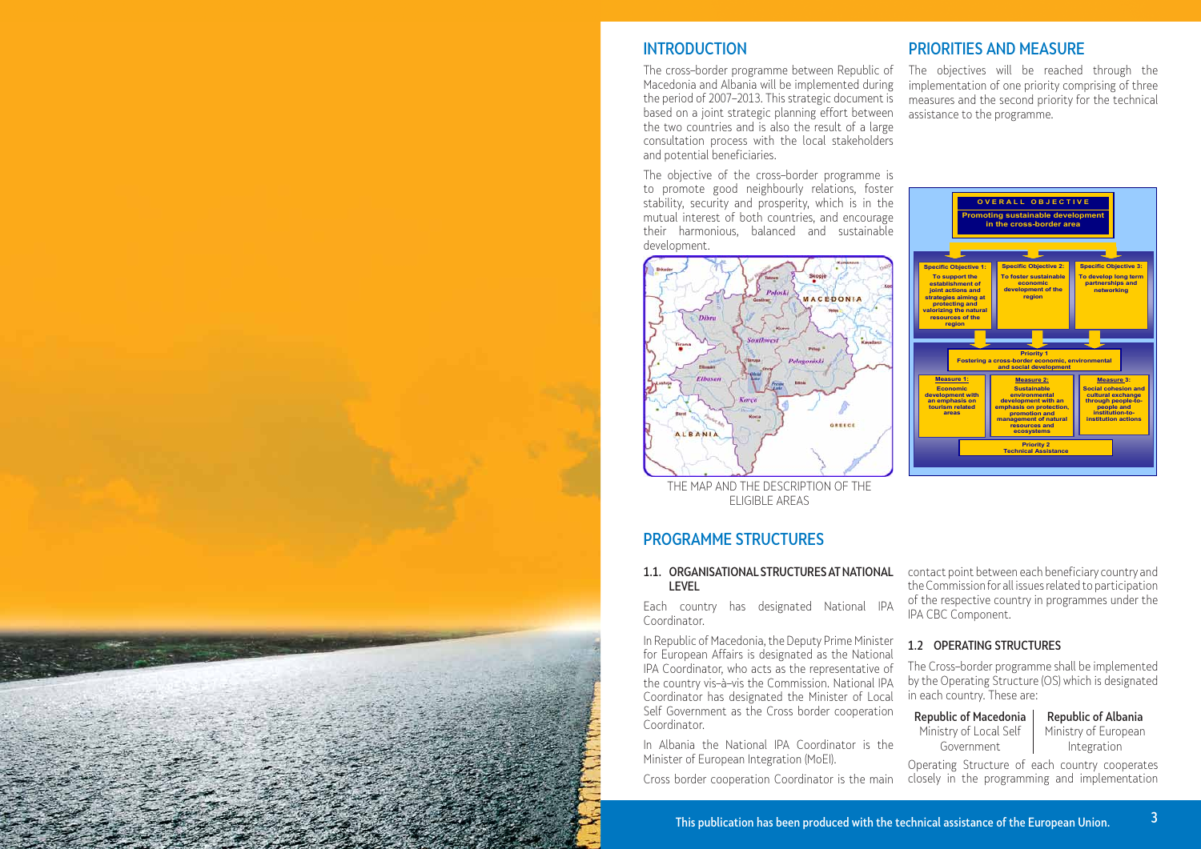## INTRODUCTION

The cross-border programme between Republic of Macedonia and Albania will be implemented during the period of 2007–2013. This strategic document is based on a joint strategic planning effort between the two countries and is also the result of a large consultation process with the local stakeholders and potential beneficiaries.

The objective of the cross-border programme is to promote good neighbourly relations, foster stability, security and prosperity, which is in the mutual interest of both countries, and encourage their harmonious, balanced and sustainable development.

THE MAP AND THE DESCRIPTION OF THE ELIGIBLE AREAS

## PRIORITIES AND MEASURE

The objectives will be reached through the implementation of one priority comprising of three measures and the second priority for the technical assistance to the programme.

**OVERALL OBJECTIVE**
**Promoting sustainable development in the cross-border area**

- **Specific Objective 1:** To support the establishment of joint actions and strategies aiming at protecting and valorizing the natural resources of the region
- **Specific Objective 2:** To foster sustainable economic development of the region
- **Specific Objective 3:** To develop long term partnerships and networking

**Priority 1**
**Fostering a cross-border economic, environmental and social development**

- **Measure 1:** Economic development with an emphasis on tourism related areas
- **Measure 2:** Sustainable environmental development with an emphasis on protection, promotion and management of natural resources and ecosystems
- **Measure 3:** Social cohesion and cultural exchange through people-to-people and institution-to-institution actions

**Priority 2**
**Technical Assistance**

## PROGRAMME STRUCTURES

### 1.1. ORGANISATIONAL STRUCTURES AT NATIONAL LEVEL

Each country has designated National IPA Coordinator.

In Republic of Macedonia, the Deputy Prime Minister for European Affairs is designated as the National IPA Coordinator, who acts as the representative of the country vis–à–vis the Commission. National IPA Coordinator has designated the Minister of Local Self Government as the Cross border cooperation Coordinator.

In Albania the National IPA Coordinator is the Minister of European Integration (MoEI).

Cross border cooperation Coordinator is the main contact point between each beneficiary country and the Commission for all issues related to participation of the respective country in programmes under the IPA CBC Component.

### 1.2 OPERATING STRUCTURES

The Cross–border programme shall be implemented by the Operating Structure (OS) which is designated in each country. These are:

| Republic of Macedonia | Republic of Albania |
| --- | --- |
| Ministry of Local Self Government | Ministry of European Integration |

Operating Structure of each country cooperates closely in the programming and implementation

This publication has been produced with the technical assistance of the European Union.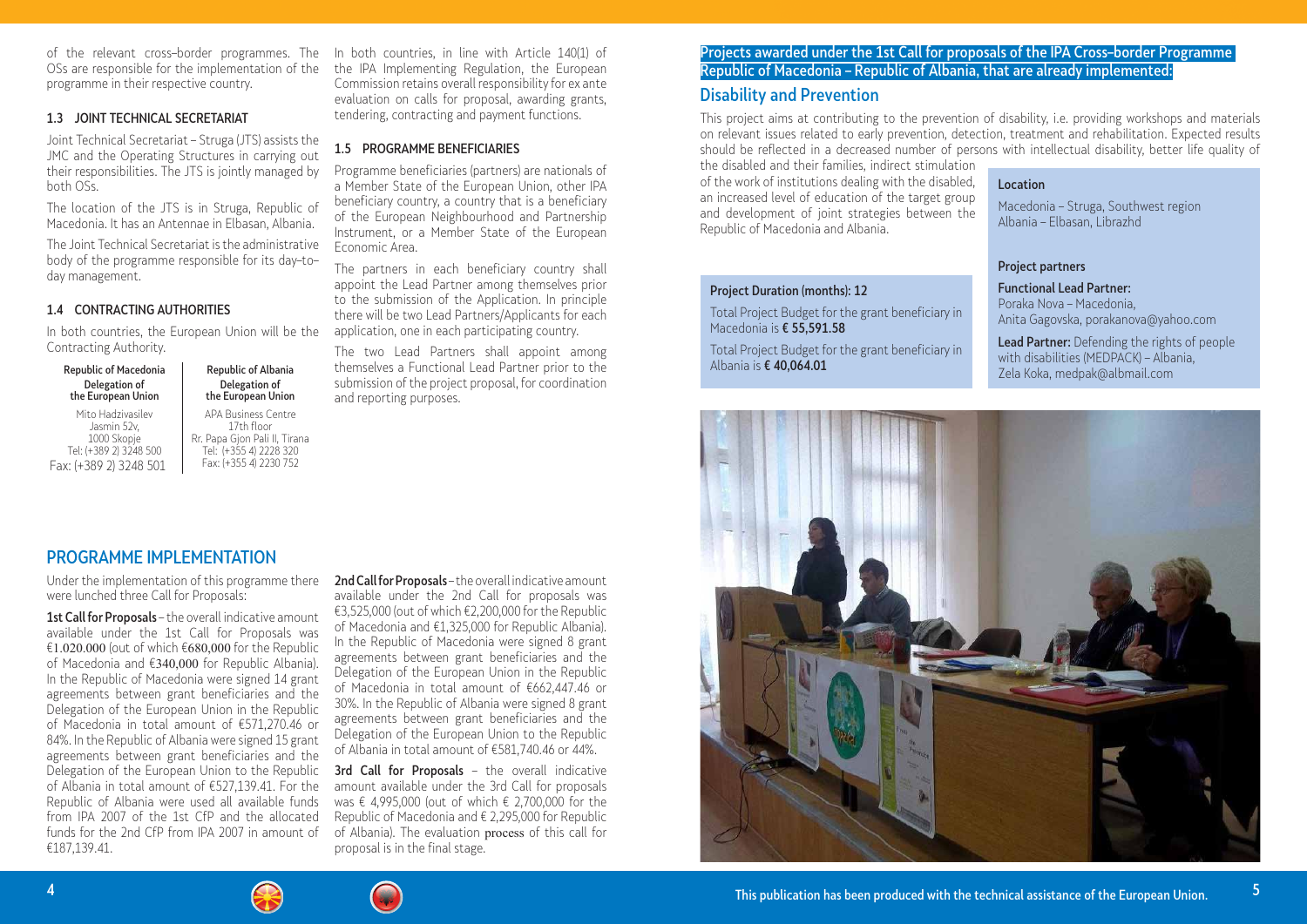of the relevant cross–border programmes. The OSs are responsible for the implementation of the programme in their respective country.

### 1.3 JOINT TECHNICAL SECRETARIAT

Joint Technical Secretariat – Struga (JTS) assists the JMC and the Operating Structures in carrying out their responsibilities. The JTS is jointly managed by both OSs.

The location of the JTS is in Struga, Republic of Macedonia. It has an Antennae in Elbasan, Albania.

The Joint Technical Secretariat is the administrative body of the programme responsible for its day–to–day management.

### 1.4 CONTRACTING AUTHORITIES

In both countries, the European Union will be the Contracting Authority.

| Republic of Macedonia Delegation of the European Union | Republic of Albania Delegation of the European Union |
|---|---|
| Mito Hadzivasilev Jasmin 52v, 1000 Skopje Tel: (+389 2) 3248 500 Fax: (+389 2) 3248 501 | APA Business Centre 17th floor Rr. Papa Gjon Pali II, Tirana Tel: (+355 4) 2228 320 Fax: (+355 4) 2230 752 |

In both countries, in line with Article 140(1) of the IPA Implementing Regulation, the European Commission retains overall responsibility for ex ante evaluation on calls for proposal, awarding grants, tendering, contracting and payment functions.

### 1.5 PROGRAMME BENEFICIARIES

Programme beneficiaries (partners) are nationals of a Member State of the European Union, other IPA beneficiary country, a country that is a beneficiary of the European Neighbourhood and Partnership Instrument, or a Member State of the European Economic Area.

The partners in each beneficiary country shall appoint the Lead Partner among themselves prior to the submission of the Application. In principle there will be two Lead Partners/Applicants for each application, one in each participating country.

The two Lead Partners shall appoint among themselves a Functional Lead Partner prior to the submission of the project proposal, for coordination and reporting purposes.

## PROGRAMME IMPLEMENTATION

Under the implementation of this programme there were lunched three Call for Proposals:

**1st Call for Proposals** – the overall indicative amount available under the 1st Call for Proposals was €1.020.000 (out of which €680,000 for the Republic of Macedonia and €340,000 for Republic Albania). In the Republic of Macedonia were signed 14 grant agreements between grant beneficiaries and the Delegation of the European Union in the Republic of Macedonia in total amount of €571,270.46 or 84%. In the Republic of Albania were signed 15 grant agreements between grant beneficiaries and the Delegation of the European Union to the Republic of Albania in total amount of €527,139.41. For the Republic of Albania were used all available funds from IPA 2007 of the 1st CfP and the allocated funds for the 2nd CfP from IPA 2007 in amount of €187,139.41.

**2nd Call for Proposals** – the overall indicative amount available under the 2nd Call for proposals was €3,525,000 (out of which €2,200,000 for the Republic of Macedonia and €1,325,000 for Republic Albania). In the Republic of Macedonia were signed 8 grant agreements between grant beneficiaries and the Delegation of the European Union in the Republic of Macedonia in total amount of €662,447.46 or 30%. In the Republic of Albania were signed 8 grant agreements between grant beneficiaries and the Delegation of the European Union to the Republic of Albania in total amount of €581,740.46 or 44%.

**3rd Call for Proposals** – the overall indicative amount available under the 3rd Call for proposals was € 4,995,000 (out of which € 2,700,000 for the Republic of Macedonia and € 2,295,000 for Republic of Albania). The evaluation process of this call for proposal is in the final stage.

**Projects awarded under the 1st Call for proposals of the IPA Cross–border Programme Republic of Macedonia – Republic of Albania, that are already implemented:**

## Disability and Prevention

This project aims at contributing to the prevention of disability, i.e. providing workshops and materials on relevant issues related to early prevention, detection, treatment and rehabilitation. Expected results should be reflected in a decreased number of persons with intellectual disability, better life quality of the disabled and their families, indirect stimulation of the work of institutions dealing with the disabled, an increased level of education of the target group and development of joint strategies between the Republic of Macedonia and Albania.

**Location**

Macedonia – Struga, Southwest region
Albania – Elbasan, Librazhd

**Project Duration (months): 12**

Total Project Budget for the grant beneficiary in Macedonia is **€ 55,591.58**

Total Project Budget for the grant beneficiary in Albania is **€ 40,064.01**

**Project partners**

**Functional Lead Partner:**
Poraka Nova – Macedonia,
Anita Gagovska, porakanova@yahoo.com

**Lead Partner:** Defending the rights of people with disabilities (MEDPACK) – Albania,
Zela Koka, medpak@albmail.com

This publication has been produced with the technical assistance of the European Union.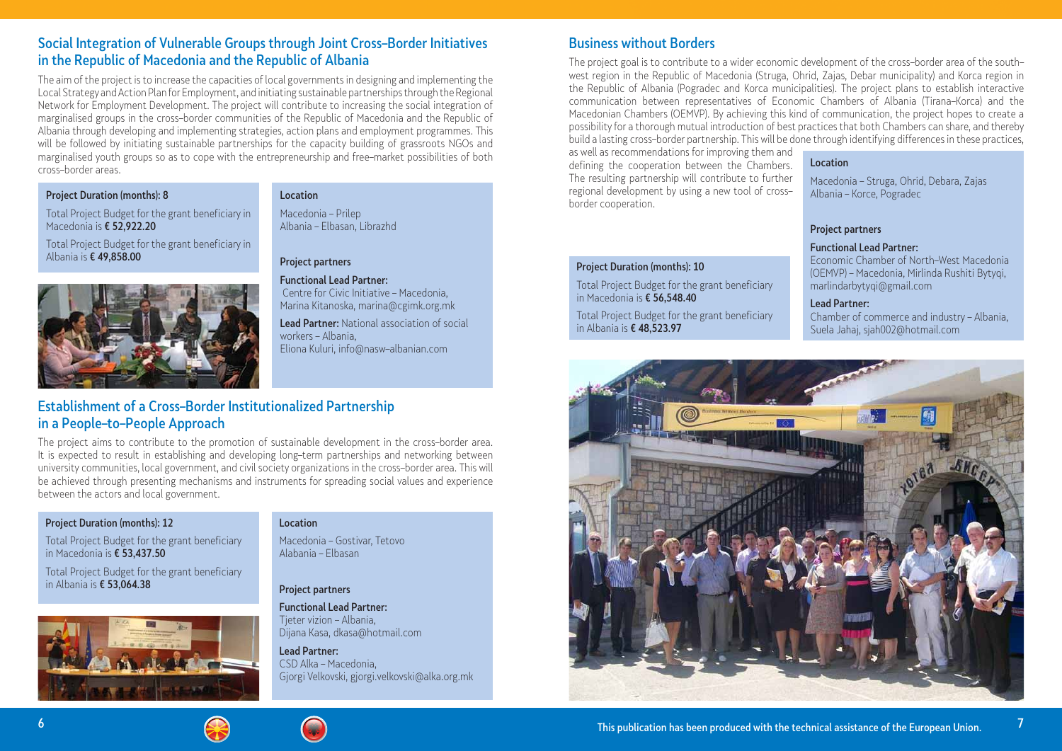## Social Integration of Vulnerable Groups through Joint Cross–Border Initiatives in the Republic of Macedonia and the Republic of Albania

The aim of the project is to increase the capacities of local governments in designing and implementing the Local Strategy and Action Plan for Employment, and initiating sustainable partnerships through the Regional Network for Employment Development. The project will contribute to increasing the social integration of marginalised groups in the cross–border communities of the Republic of Macedonia and the Republic of Albania through developing and implementing strategies, action plans and employment programmes. This will be followed by initiating sustainable partnerships for the capacity building of grassroots NGOs and marginalised youth groups so as to cope with the entrepreneurship and free–market possibilities of both cross–border areas.

**Project Duration (months): 8**

Total Project Budget for the grant beneficiary in Macedonia is **€ 52,922.20**

Total Project Budget for the grant beneficiary in Albania is **€ 49,858.00**

**Location**

Macedonia – Prilep
Albania – Elbasan, Librazhd

**Project partners**

**Functional Lead Partner:**
Centre for Civic Initiative – Macedonia,
Marina Kitanoska, marina@cgimk.org.mk

**Lead Partner:** National association of social workers – Albania,
Eliona Kuluri, info@nasw–albanian.com

## Establishment of a Cross–Border Institutionalized Partnership in a People–to–People Approach

The project aims to contribute to the promotion of sustainable development in the cross–border area. It is expected to result in establishing and developing long–term partnerships and networking between university communities, local government, and civil society organizations in the cross–border area. This will be achieved through presenting mechanisms and instruments for spreading social values and experience between the actors and local government.

**Project Duration (months): 12**

Total Project Budget for the grant beneficiary in Macedonia is **€ 53,437.50**

Total Project Budget for the grant beneficiary in Albania is **€ 53,064.38**

**Location**

Macedonia – Gostivar, Tetovo
Alabania – Elbasan

**Project partners**

**Functional Lead Partner:**
Tjeter vizion – Albania,
Dijana Kasa, dkasa@hotmail.com

**Lead Partner:**
CSD Alka – Macedonia,
Gjorgi Velkovski, gjorgi.velkovski@alka.org.mk

## Business without Borders

The project goal is to contribute to a wider economic development of the cross–border area of the south–west region in the Republic of Macedonia (Struga, Ohrid, Zajas, Debar municipality) and Korca region in the Republic of Albania (Pogradec and Korca municipalities). The project plans to establish interactive communication between representatives of Economic Chambers of Albania (Tirana–Korca) and the Macedonian Chambers (OEMVP). By achieving this kind of communication, the project hopes to create a possibility for a thorough mutual introduction of best practices that both Chambers can share, and thereby build a lasting cross–border partnership. This will be done through identifying differences in these practices, as well as recommendations for improving them and defining the cooperation between the Chambers. The resulting partnership will contribute to further regional development by using a new tool of cross–border cooperation.

**Project Duration (months): 10**

Total Project Budget for the grant beneficiary in Macedonia is **€ 56,548.40**

Total Project Budget for the grant beneficiary in Albania is **€ 48,523.97**

**Location**

Macedonia – Struga, Ohrid, Debara, Zajas
Albania – Korce, Pogradec

**Project partners**

**Functional Lead Partner:**
Economic Chamber of North–West Macedonia (OEMVP) – Macedonia, Mirlinda Rushiti Bytyqi, marlindarbytyqi@gmail.com

**Lead Partner:**
Chamber of commerce and industry – Albania,
Suela Jahaj, sjah002@hotmail.com

This publication has been produced with the technical assistance of the European Union.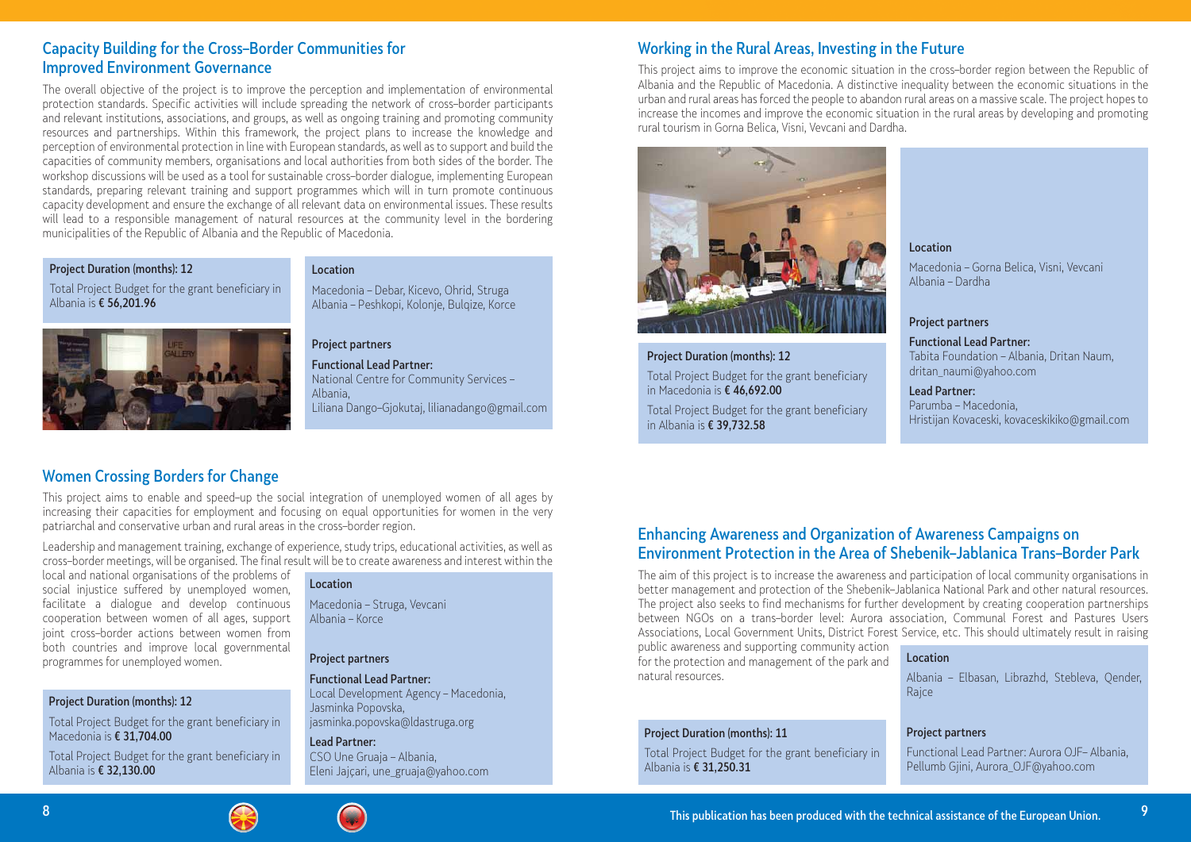## Capacity Building for the Cross-Border Communities for Improved Environment Governance

The overall objective of the project is to improve the perception and implementation of environmental protection standards. Specific activities will include spreading the network of cross-border participants and relevant institutions, associations, and groups, as well as ongoing training and promoting community resources and partnerships. Within this framework, the project plans to increase the knowledge and perception of environmental protection in line with European standards, as well as to support and build the capacities of community members, organisations and local authorities from both sides of the border. The workshop discussions will be used as a tool for sustainable cross-border dialogue, implementing European standards, preparing relevant training and support programmes which will in turn promote continuous capacity development and ensure the exchange of all relevant data on environmental issues. These results will lead to a responsible management of natural resources at the community level in the bordering municipalities of the Republic of Albania and the Republic of Macedonia.

**Project Duration (months): 12**

Total Project Budget for the grant beneficiary in Albania is **€ 56,201.96**

**Location**

Macedonia – Debar, Kicevo, Ohrid, Struga
Albania – Peshkopi, Kolonje, Bulqize, Korce

**Project partners**

**Functional Lead Partner:**
National Centre for Community Services – Albania,
Liliana Dango-Gjokutaj, lilianadango@gmail.com

## Women Crossing Borders for Change

This project aims to enable and speed-up the social integration of unemployed women of all ages by increasing their capacities for employment and focusing on equal opportunities for women in the very patriarchal and conservative urban and rural areas in the cross-border region.

Leadership and management training, exchange of experience, study trips, educational activities, as well as cross-border meetings, will be organised. The final result will be to create awareness and interest within the local and national organisations of the problems of social injustice suffered by unemployed women, facilitate a dialogue and develop continuous cooperation between women of all ages, support joint cross-border actions between women from both countries and improve local governmental programmes for unemployed women.

**Project Duration (months): 12**

Total Project Budget for the grant beneficiary in Macedonia is **€ 31,704.00**

Total Project Budget for the grant beneficiary in Albania is **€ 32,130.00**

**Location**

Macedonia – Struga, Vevcani
Albania – Korce

**Project partners**

**Functional Lead Partner:**
Local Development Agency – Macedonia,
Jasminka Popovska,
jasminka.popovska@ldastruga.org

**Lead Partner:**
CSO Une Gruaja – Albania,
Eleni Jajçari, une_gruaja@yahoo.com

## Working in the Rural Areas, Investing in the Future

This project aims to improve the economic situation in the cross-border region between the Republic of Albania and the Republic of Macedonia. A distinctive inequality between the economic situations in the urban and rural areas has forced the people to abandon rural areas on a massive scale. The project hopes to increase the incomes and improve the economic situation in the rural areas by developing and promoting rural tourism in Gorna Belica, Visni, Vevcani and Dardha.

**Project Duration (months): 12**

Total Project Budget for the grant beneficiary in Macedonia is **€ 46,692.00**

Total Project Budget for the grant beneficiary in Albania is **€ 39,732.58**

**Location**

Macedonia – Gorna Belica, Visni, Vevcani
Albania – Dardha

**Project partners**

**Functional Lead Partner:**
Tabita Foundation – Albania, Dritan Naum,
dritan_naumi@yahoo.com

**Lead Partner:**
Parumba – Macedonia,
Hristijan Kovaceski, kovaceskikiko@gmail.com

## Enhancing Awareness and Organization of Awareness Campaigns on Environment Protection in the Area of Shebenik-Jablanica Trans-Border Park

The aim of this project is to increase the awareness and participation of local community organisations in better management and protection of the Shebenik-Jablanica National Park and other natural resources. The project also seeks to find mechanisms for further development by creating cooperation partnerships between NGOs on a trans-border level: Aurora association, Communal Forest and Pastures Users Associations, Local Government Units, District Forest Service, etc. This should ultimately result in raising public awareness and supporting community action for the protection and management of the park and natural resources.

**Project Duration (months): 11**

Total Project Budget for the grant beneficiary in Albania is **€ 31,250.31**

**Location**

Albania – Elbasan, Librazhd, Stebleva, Qender, Rajce

**Project partners**

Functional Lead Partner: Aurora OJF– Albania,
Pellumb Gjini, Aurora_OJF@yahoo.com

This publication has been produced with the technical assistance of the European Union.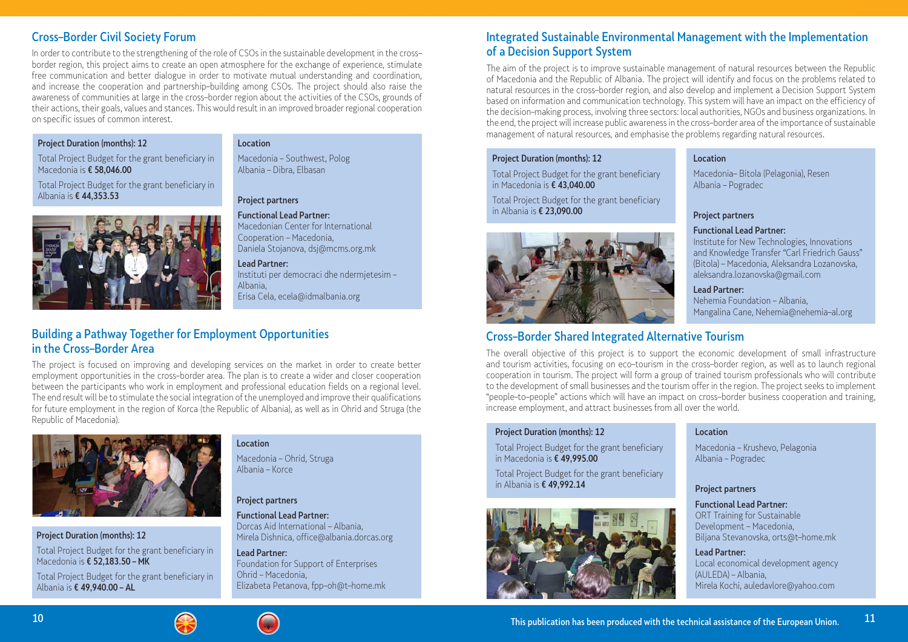## Cross–Border Civil Society Forum

In order to contribute to the strengthening of the role of CSOs in the sustainable development in the cross–border region, this project aims to create an open atmosphere for the exchange of experience, stimulate free communication and better dialogue in order to motivate mutual understanding and coordination, and increase the cooperation and partnership–building among CSOs. The project should also raise the awareness of communities at large in the cross–border region about the activities of the CSOs, grounds of their actions, their goals, values and stances. This would result in an improved broader regional cooperation on specific issues of common interest.

**Project Duration (months): 12**

Total Project Budget for the grant beneficiary in Macedonia is **€ 58,046.00**

Total Project Budget for the grant beneficiary in Albania is **€ 44,353.53**

**Location**

Macedonia – Southwest, Polog
Albania – Dibra, Elbasan

**Project partners**

**Functional Lead Partner:**
Macedonian Center for International Cooperation – Macedonia,
Daniela Stojanova, dsj@mcms.org.mk

**Lead Partner:**
Instituti per democraci dhe ndermjetesim – Albania,
Erisa Cela, ecela@idmalbania.org

## Building a Pathway Together for Employment Opportunities in the Cross–Border Area

The project is focused on improving and developing services on the market in order to create better employment opportunities in the cross–border area. The plan is to create a wider and closer cooperation between the participants who work in employment and professional education fields on a regional level. The end result will be to stimulate the social integration of the unemployed and improve their qualifications for future employment in the region of Korca (the Republic of Albania), as well as in Ohrid and Struga (the Republic of Macedonia).

**Project Duration (months): 12**

Total Project Budget for the grant beneficiary in Macedonia is **€ 52,183.50 – MK**

Total Project Budget for the grant beneficiary in Albania is **€ 49,940.00 – AL**

**Location**

Macedonia – Ohrid, Struga
Albania – Korce

**Project partners**

**Functional Lead Partner:**
Dorcas Aid International – Albania,
Mirela Dishnica, office@albania.dorcas.org

**Lead Partner:**
Foundation for Support of Enterprises Ohrid – Macedonia,
Elizabeta Petanova, fpp–oh@t–home.mk

## Integrated Sustainable Environmental Management with the Implementation of a Decision Support System

The aim of the project is to improve sustainable management of natural resources between the Republic of Macedonia and the Republic of Albania. The project will identify and focus on the problems related to natural resources in the cross–border region, and also develop and implement a Decision Support System based on information and communication technology. This system will have an impact on the efficiency of the decision–making process, involving three sectors: local authorities, NGOs and business organizations. In the end, the project will increase public awareness in the cross–border area of the importance of sustainable management of natural resources, and emphasise the problems regarding natural resources.

**Project Duration (months): 12**

Total Project Budget for the grant beneficiary in Macedonia is **€ 43,040.00**

Total Project Budget for the grant beneficiary in Albania is **€ 23,090.00**

**Location**

Macedonia– Bitola (Pelagonia), Resen
Albania – Pogradec

**Project partners**

**Functional Lead Partner:**
Institute for New Technologies, Innovations and Knowledge Transfer "Carl Friedrich Gauss" (Bitola) – Macedonia, Aleksandra Lozanovska, aleksandra.lozanovska@gmail.com

**Lead Partner:**
Nehemia Foundation – Albania,
Mangalina Cane, Nehemia@nehemia–al.org

## Cross–Border Shared Integrated Alternative Tourism

The overall objective of this project is to support the economic development of small infrastructure and tourism activities, focusing on eco–tourism in the cross–border region, as well as to launch regional cooperation in tourism. The project will form a group of trained tourism professionals who will contribute to the development of small businesses and the tourism offer in the region. The project seeks to implement "people–to–people" actions which will have an impact on cross–border business cooperation and training, increase employment, and attract businesses from all over the world.

**Project Duration (months): 12**

Total Project Budget for the grant beneficiary in Macedonia is **€ 49,995.00**

Total Project Budget for the grant beneficiary in Albania is **€ 49,992.14**

**Location**

Macedonia – Krushevo, Pelagonia
Albania – Pogradec

**Project partners**

**Functional Lead Partner:**
ORT Training for Sustainable Development – Macedonia,
Biljana Stevanovska, orts@t–home.mk

**Lead Partner:**
Local economical development agency (AULEDA) – Albania,
Mirela Kochi, auledavlore@yahoo.com

This publication has been produced with the technical assistance of the European Union.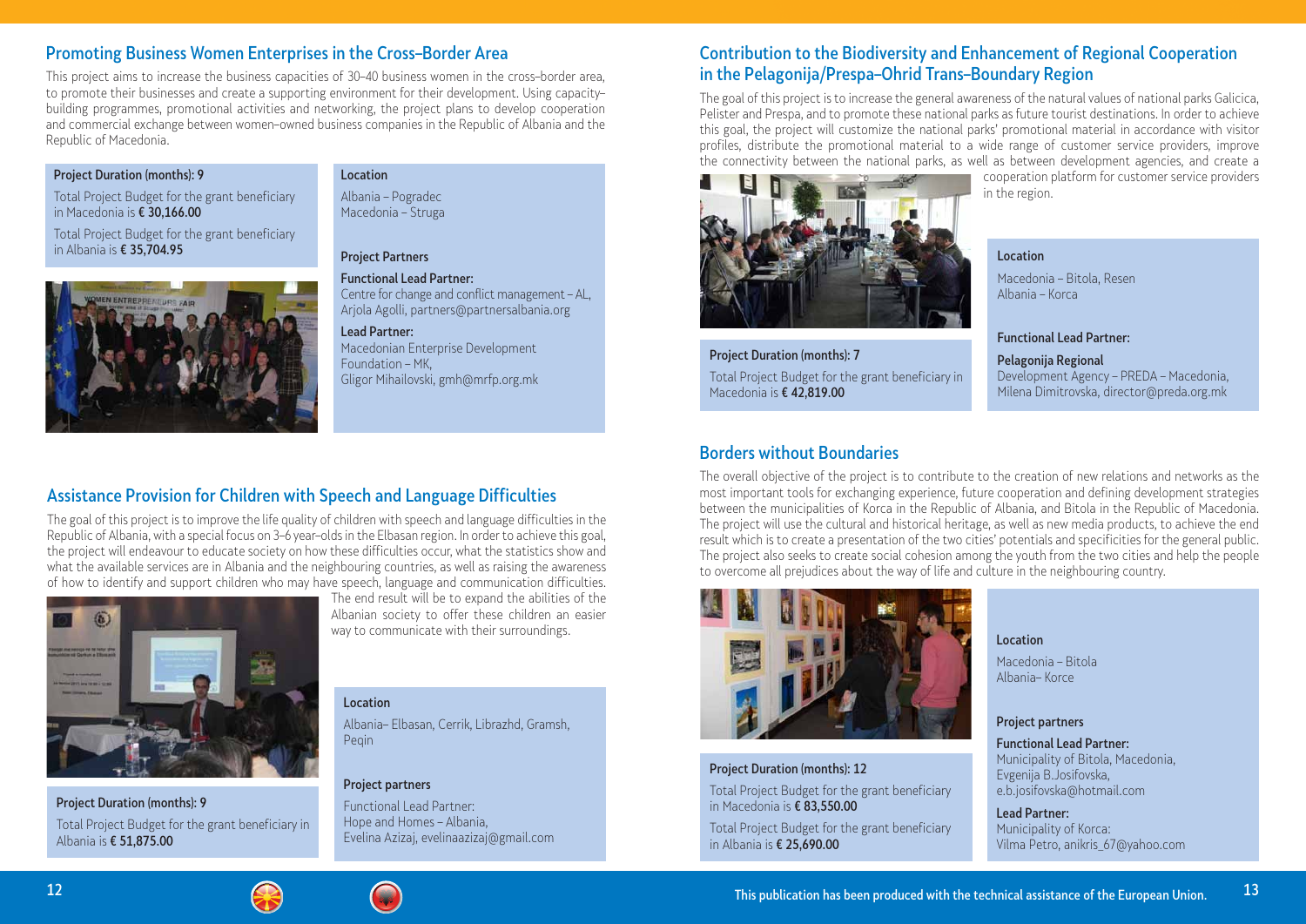## Promoting Business Women Enterprises in the Cross-Border Area

This project aims to increase the business capacities of 30-40 business women in the cross-border area, to promote their businesses and create a supporting environment for their development. Using capacity-building programmes, promotional activities and networking, the project plans to develop cooperation and commercial exchange between women-owned business companies in the Republic of Albania and the Republic of Macedonia.

**Project Duration (months): 9**

Total Project Budget for the grant beneficiary in Macedonia is **€ 30,166.00**

Total Project Budget for the grant beneficiary in Albania is **€ 35,704.95**

**Location**

Albania – Pogradec
Macedonia – Struga

**Project Partners**

**Functional Lead Partner:**
Centre for change and conflict management – AL,
Arjola Agolli, partners@partnersalbania.org

**Lead Partner:**
Macedonian Enterprise Development Foundation – MK,
Gligor Mihailovski, gmh@mrfp.org.mk

## Assistance Provision for Children with Speech and Language Difficulties

The goal of this project is to improve the life quality of children with speech and language difficulties in the Republic of Albania, with a special focus on 3-6 year-olds in the Elbasan region. In order to achieve this goal, the project will endeavour to educate society on how these difficulties occur, what the statistics show and what the available services are in Albania and the neighbouring countries, as well as raising the awareness of how to identify and support children who may have speech, language and communication difficulties. The end result will be to expand the abilities of the Albanian society to offer these children an easier way to communicate with their surroundings.

**Project Duration (months): 9**

Total Project Budget for the grant beneficiary in Albania is **€ 51,875.00**

**Location**

Albania– Elbasan, Cerrik, Librazhd, Gramsh, Peqin

**Project partners**

Functional Lead Partner:
Hope and Homes – Albania,
Evelina Azizaj, evelinaazizaj@gmail.com

## Contribution to the Biodiversity and Enhancement of Regional Cooperation in the Pelagonija/Prespa-Ohrid Trans-Boundary Region

The goal of this project is to increase the general awareness of the natural values of national parks Galicica, Pelister and Prespa, and to promote these national parks as future tourist destinations. In order to achieve this goal, the project will customize the national parks' promotional material in accordance with visitor profiles, distribute the promotional material to a wide range of customer service providers, improve the connectivity between the national parks, as well as between development agencies, and create a cooperation platform for customer service providers in the region.

**Project Duration (months): 7**

Total Project Budget for the grant beneficiary in Macedonia is **€ 42,819.00**

**Location**

Macedonia – Bitola, Resen
Albania – Korca

**Functional Lead Partner:**

**Pelagonija Regional**
Development Agency – PREDA – Macedonia,
Milena Dimitrovska, director@preda.org.mk

## Borders without Boundaries

The overall objective of the project is to contribute to the creation of new relations and networks as the most important tools for exchanging experience, future cooperation and defining development strategies between the municipalities of Korca in the Republic of Albania, and Bitola in the Republic of Macedonia. The project will use the cultural and historical heritage, as well as new media products, to achieve the end result which is to create a presentation of the two cities' potentials and specificities for the general public. The project also seeks to create social cohesion among the youth from the two cities and help the people to overcome all prejudices about the way of life and culture in the neighbouring country.

**Project Duration (months): 12**

Total Project Budget for the grant beneficiary in Macedonia is **€ 83,550.00**

Total Project Budget for the grant beneficiary in Albania is **€ 25,690.00**

**Location**

Macedonia – Bitola
Albania– Korce

**Project partners**

**Functional Lead Partner:**
Municipality of Bitola, Macedonia,
Evgenija B.Josifovska,
e.b.josifovska@hotmail.com

**Lead Partner:**
Municipality of Korca:
Vilma Petro, anikris_67@yahoo.com

This publication has been produced with the technical assistance of the European Union.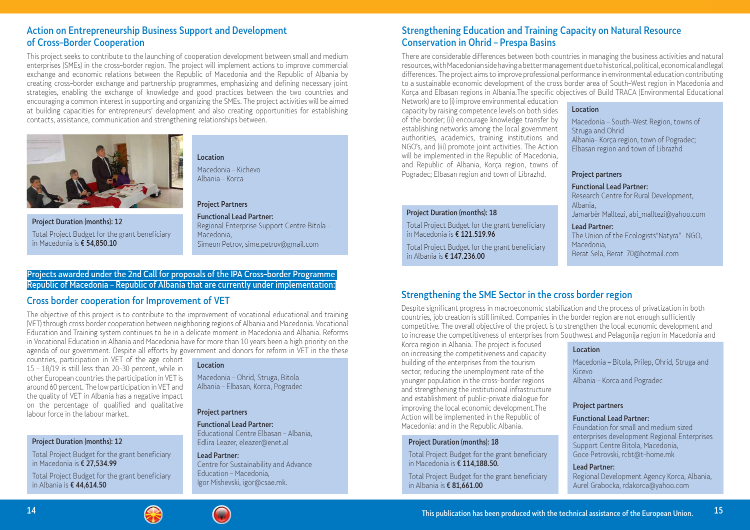## Action on Entrepreneurship Business Support and Development of Cross–Border Cooperation

This project seeks to contribute to the launching of cooperation development between small and medium enterprises (SMEs) in the cross–border region. The project will implement actions to improve commercial exchange and economic relations between the Republic of Macedonia and the Republic of Albania by creating cross–border exchange and partnership programmes, emphasizing and defining necessary joint strategies, enabling the exchange of knowledge and good practices between the two countries and encouraging a common interest in supporting and organizing the SMEs. The project activities will be aimed at building capacities for entrepreneurs' development and also creating opportunities for establishing contacts, assistance, communication and strengthening relationships between.

**Project Duration (months): 12**

Total Project Budget for the grant beneficiary in Macedonia is **€ 54,850.10**

**Location**

Macedonia – Kichevo
Albania – Korca

**Project Partners**

**Functional Lead Partner:**
Regional Enterprise Support Centre Bitola – Macedonia,
Simeon Petrov, sime.petrov@gmail.com

**Projects awarded under the 2nd Call for proposals of the IPA Cross–border Programme Republic of Macedonia – Republic of Albania that are currently under implementation:**

## Cross border cooperation for Improvement of VET

The objective of this project is to contribute to the improvement of vocational educational and training (VET) through cross border cooperation between neighboring regions of Albania and Macedonia. Vocational Education and Training system continues to be in a delicate moment in Macedonia and Albania. Reforms in Vocational Education in Albania and Macedonia have for more than 10 years been a high priority on the agenda of our government. Despite all efforts by government and donors for reform in VET in the these countries, participation in VET of the age cohort 15 – 18/19 is still less than 20–30 percent, while in other European countries the participation in VET is around 60 percent. The low participation in VET and the quality of VET in Albania has a negative impact on the percentage of qualified and qualitative labour force in the labour market.

**Project Duration (months): 12**

Total Project Budget for the grant beneficiary in Macedonia is **€ 27,534.99**

Total Project Budget for the grant beneficiary in Albania is **€ 44,614.50**

**Location**

Macedonia – Ohrid, Struga, Bitola
Albania – Elbasan, Korca, Pogradec

**Project partners**

**Functional Lead Partner:**
Educational Centre Elbasan – Albania,
Edlira Leazer, eleazer@enet.al

**Lead Partner:**
Centre for Sustainability and Advance Education – Macedonia,
Igor Mishevski, igor@csae.mk.

## Strengthening Education and Training Capacity on Natural Resource Conservation in Ohrid – Prespa Basins

There are considerable differences between both countries in managing the business activities and natural resources, with Macedonian side having a better management due to historical, political, economical and legal differences. The project aims to improve professional performance in environmental education contributing to a sustainable economic development of the cross border area of South–West region in Macedonia and Korça and Elbasan regions in Albania.The specific objectives of Build TRACA (Environmental Educational Network) are to (i) improve environmental education capacity by raising competence levels on both sides of the border; (ii) encourage knowledge transfer by establishing networks among the local government authorities, academics, training institutions and NGO's, and (iii) promote joint activities. The Action will be implemented in the Republic of Macedonia, and Republic of Albania, Korça region, towns of Pogradec; Elbasan region and town of Librazhd.

**Project Duration (months): 18**

Total Project Budget for the grant beneficiary in Macedonia is **€ 121.519.96**

Total Project Budget for the grant beneficiary in Albania is **€ 147.236.00**

**Location**

Macedonia – South–West Region, towns of Struga and Ohrid
Albania– Korça region, town of Pogradec; Elbasan region and town of Librazhd

**Project partners**

**Functional Lead Partner:**
Research Centre for Rural Development, Albania,
Jamarbër Malltezi, abi_malltezi@yahoo.com

**Lead Partner:**
The Union of the Ecologists"Natyra"– NGO, Macedonia,
Berat Sela, Berat_70@hotmail.com

## Strengthening the SME Sector in the cross border region

Despite significant progress in macroeconomic stabilization and the process of privatization in both countries, job creation is still limited. Companies in the border region are not enough sufficiently competitive. The overall objective of the project is to strengthen the local economic development and to increase the competitiveness of enterprises from Southwest and Pelagonija region in Macedonia and Korca region in Albania. The project is focused on increasing the competitiveness and capacity building of the enterprises from the tourism sector, reducing the unemployment rate of the younger population in the cross–border regions and strengthening the institutional infrastructure and establishment of public–private dialogue for improving the local economic development.The Action will be implemented in the Republic of Macedonia: and in the Republic Albania.

**Project Duration (months): 18**

Total Project Budget for the grant beneficiary in Macedonia is **€ 114,188.50.**

Total Project Budget for the grant beneficiary in Albania is **€ 81,661.00**

**Location**

Macedonia – Bitola, Prilep, Ohrid, Struga and Kicevo
Albania – Korca and Pogradec

**Project partners**

**Functional Lead Partner:**
Foundation for small and medium sized enterprises development Regional Enterprises Support Centre Bitola, Macedonia,
Goce Petrovski, rcbt@t–home.mk

**Lead Partner:**
Regional Development Agency Korca, Albania,
Aurel Grabocka, rdakorca@yahoo.com

This publication has been produced with the technical assistance of the European Union.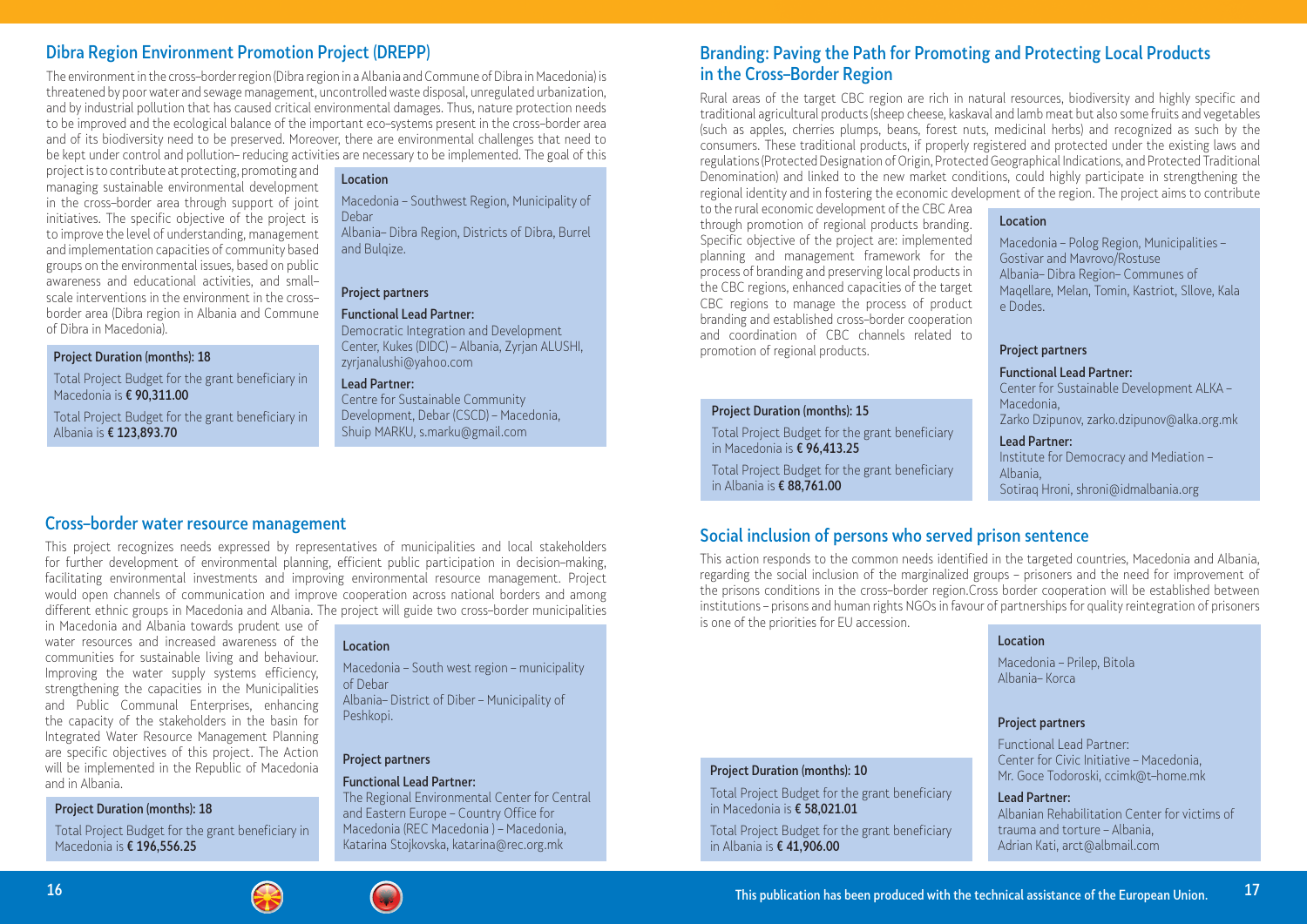## Dibra Region Environment Promotion Project (DREPP)

The environment in the cross–border region (Dibra region in a Albania and Commune of Dibra in Macedonia) is threatened by poor water and sewage management, uncontrolled waste disposal, unregulated urbanization, and by industrial pollution that has caused critical environmental damages. Thus, nature protection needs to be improved and the ecological balance of the important eco–systems present in the cross–border area and of its biodiversity need to be preserved. Moreover, there are environmental challenges that need to be kept under control and pollution– reducing activities are necessary to be implemented. The goal of this project is to contribute at protecting, promoting and managing sustainable environmental development in the cross–border area through support of joint initiatives. The specific objective of the project is to improve the level of understanding, management and implementation capacities of community based groups on the environmental issues, based on public awareness and educational activities, and small–scale interventions in the environment in the cross–border area (Dibra region in Albania and Commune of Dibra in Macedonia).

**Project Duration (months): 18**

Total Project Budget for the grant beneficiary in Macedonia is **€ 90,311.00**

Total Project Budget for the grant beneficiary in Albania is **€ 123,893.70**

**Location**

Macedonia – Southwest Region, Municipality of Debar
Albania– Dibra Region, Districts of Dibra, Burrel and Bulqize.

**Project partners**

**Functional Lead Partner:**
Democratic Integration and Development Center, Kukes (DIDC) – Albania, Zyrjan ALUSHI, zyrjanalushi@yahoo.com

**Lead Partner:**
Centre for Sustainable Community Development, Debar (CSCD) – Macedonia, Shuip MARKU, s.marku@gmail.com

## Cross–border water resource management

This project recognizes needs expressed by representatives of municipalities and local stakeholders for further development of environmental planning, efficient public participation in decision–making, facilitating environmental investments and improving environmental resource management. Project would open channels of communication and improve cooperation across national borders and among different ethnic groups in Macedonia and Albania. The project will guide two cross–border municipalities in Macedonia and Albania towards prudent use of water resources and increased awareness of the communities for sustainable living and behaviour. Improving the water supply systems efficiency, strengthening the capacities in the Municipalities and Public Communal Enterprises, enhancing the capacity of the stakeholders in the basin for Integrated Water Resource Management Planning are specific objectives of this project. The Action will be implemented in the Republic of Macedonia and in Albania.

**Project Duration (months): 18**

Total Project Budget for the grant beneficiary in Macedonia is **€ 196,556.25**

**Location**

Macedonia – South west region – municipality of Debar
Albania– District of Diber – Municipality of Peshkopi.

**Project partners**

**Functional Lead Partner:**
The Regional Environmental Center for Central and Eastern Europe – Country Office for Macedonia (REC Macedonia ) – Macedonia, Katarina Stojkovska, katarina@rec.org.mk

## Branding: Paving the Path for Promoting and Protecting Local Products in the Cross–Border Region

Rural areas of the target CBC region are rich in natural resources, biodiversity and highly specific and traditional agricultural products (sheep cheese, kaskaval and lamb meat but also some fruits and vegetables (such as apples, cherries plumps, beans, forest nuts, medicinal herbs) and recognized as such by the consumers. These traditional products, if properly registered and protected under the existing laws and regulations (Protected Designation of Origin, Protected Geographical Indications, and Protected Traditional Denomination) and linked to the new market conditions, could highly participate in strengthening the regional identity and in fostering the economic development of the region. The project aims to contribute to the rural economic development of the CBC Area through promotion of regional products branding. Specific objective of the project are: implemented planning and management framework for the process of branding and preserving local products in the CBC regions, enhanced capacities of the target CBC regions to manage the process of product branding and established cross–border cooperation and coordination of CBC channels related to promotion of regional products.

**Project Duration (months): 15**

Total Project Budget for the grant beneficiary in Macedonia is **€ 96,413.25**

Total Project Budget for the grant beneficiary in Albania is **€ 88,761.00**

**Location**

Macedonia – Polog Region, Municipalities – Gostivar and Mavrovo/Rostuse
Albania– Dibra Region– Communes of Maqellare, Melan, Tomin, Kastriot, Sllove, Kala e Dodes.

**Project partners**

**Functional Lead Partner:**
Center for Sustainable Development ALKA – Macedonia,
Zarko Dzipunov, zarko.dzipunov@alka.org.mk

**Lead Partner:**
Institute for Democracy and Mediation – Albania,
Sotiraq Hroni, shroni@idmalbania.org

## Social inclusion of persons who served prison sentence

This action responds to the common needs identified in the targeted countries, Macedonia and Albania, regarding the social inclusion of the marginalized groups – prisoners and the need for improvement of the prisons conditions in the cross–border region.Cross border cooperation will be established between institutions – prisons and human rights NGOs in favour of partnerships for quality reintegration of prisoners is one of the priorities for EU accession.

**Project Duration (months): 10**

Total Project Budget for the grant beneficiary in Macedonia is **€ 58,021.01**

Total Project Budget for the grant beneficiary in Albania is **€ 41,906.00**

**Location**

Macedonia – Prilep, Bitola
Albania– Korca

**Project partners**

Functional Lead Partner:
Center for Civic Initiative – Macedonia,
Mr. Goce Todoroski, ccimk@t–home.mk

**Lead Partner:**
Albanian Rehabilitation Center for victims of trauma and torture – Albania,
Adrian Kati, arct@albmail.com

This publication has been produced with the technical assistance of the European Union.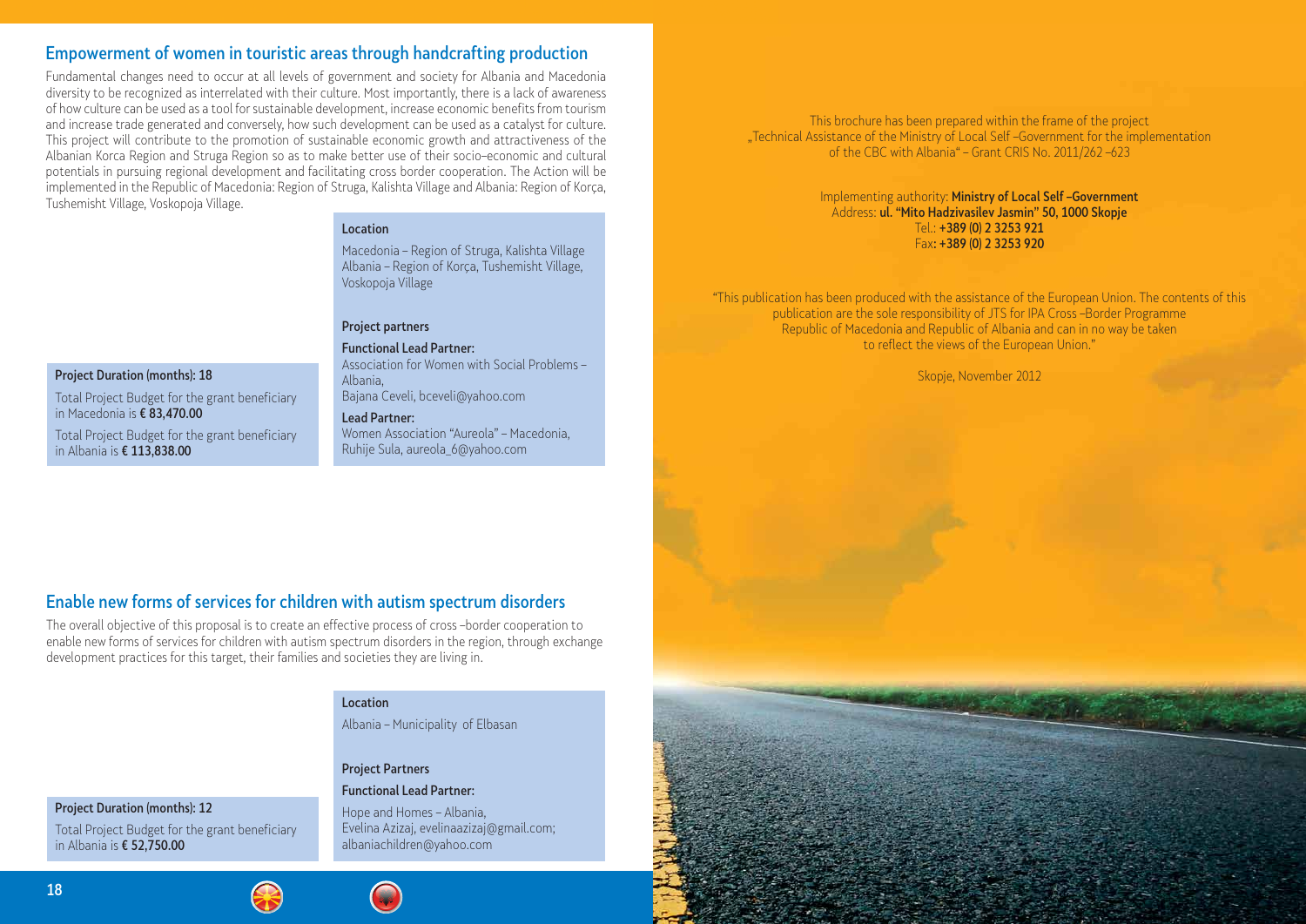## Empowerment of women in touristic areas through handcrafting production

Fundamental changes need to occur at all levels of government and society for Albania and Macedonia diversity to be recognized as interrelated with their culture. Most importantly, there is a lack of awareness of how culture can be used as a tool for sustainable development, increase economic benefits from tourism and increase trade generated and conversely, how such development can be used as a catalyst for culture. This project will contribute to the promotion of sustainable economic growth and attractiveness of the Albanian Korca Region and Struga Region so as to make better use of their socio–economic and cultural potentials in pursuing regional development and facilitating cross border cooperation. The Action will be implemented in the Republic of Macedonia: Region of Struga, Kalishta Village and Albania: Region of Korça, Tushemisht Village, Voskopoja Village.

**Location**

Macedonia – Region of Struga, Kalishta Village
Albania – Region of Korça, Tushemisht Village, Voskopoja Village

**Project partners**

**Functional Lead Partner:**
Association for Women with Social Problems – Albania,
Bajana Ceveli, bceveli@yahoo.com

**Lead Partner:**
Women Association "Aureola" – Macedonia,
Ruhije Sula, aureola_6@yahoo.com

**Project Duration (months): 18**

Total Project Budget for the grant beneficiary in Macedonia is **€ 83,470.00**

Total Project Budget for the grant beneficiary in Albania is **€ 113,838.00**

## Enable new forms of services for children with autism spectrum disorders

The overall objective of this proposal is to create an effective process of cross –border cooperation to enable new forms of services for children with autism spectrum disorders in the region, through exchange development practices for this target, their families and societies they are living in.

**Location**

Albania – Municipality of Elbasan

**Project Partners**

**Functional Lead Partner:**

Hope and Homes – Albania,
Evelina Azizaj, evelinaazizaj@gmail.com; albaniachildren@yahoo.com

**Project Duration (months): 12**

Total Project Budget for the grant beneficiary in Albania is **€ 52,750.00**

This brochure has been prepared within the frame of the project „Technical Assistance of the Ministry of Local Self –Government for the implementation of the CBC with Albania" – Grant CRIS No. 2011/262 –623

Implementing authority: **Ministry of Local Self –Government**
Address: **ul. "Mito Hadzivasilev Jasmin" 50, 1000 Skopje**
Tel.: **+389 (0) 2 3253 921**
Fax: **+389 (0) 2 3253 920**

"This publication has been produced with the assistance of the European Union. The contents of this publication are the sole responsibility of JTS for IPA Cross –Border Programme Republic of Macedonia and Republic of Albania and can in no way be taken to reflect the views of the European Union."

Skopje, November 2012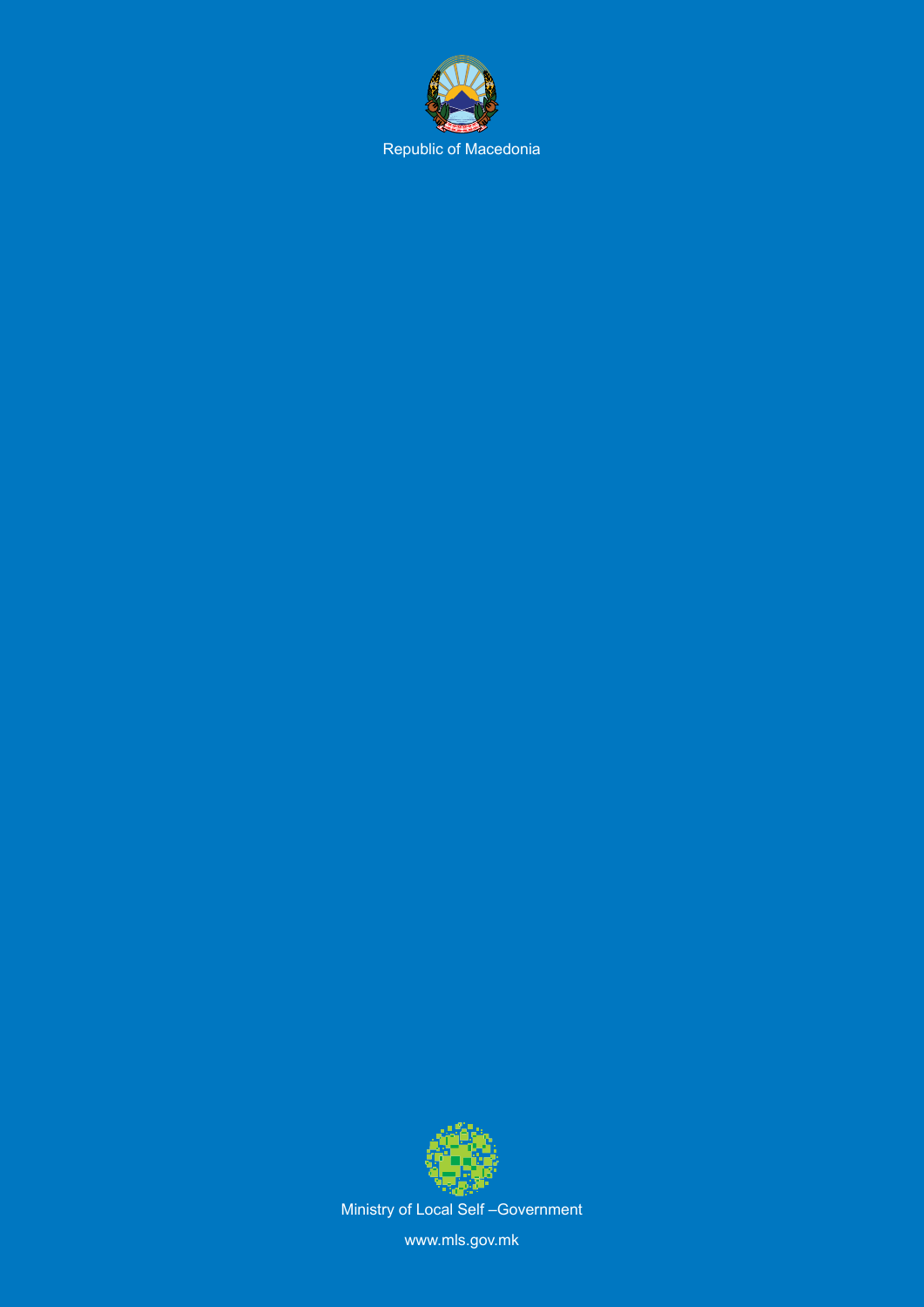Republic of Macedonia

Ministry of Local Self –Government

www.mls.gov.mk